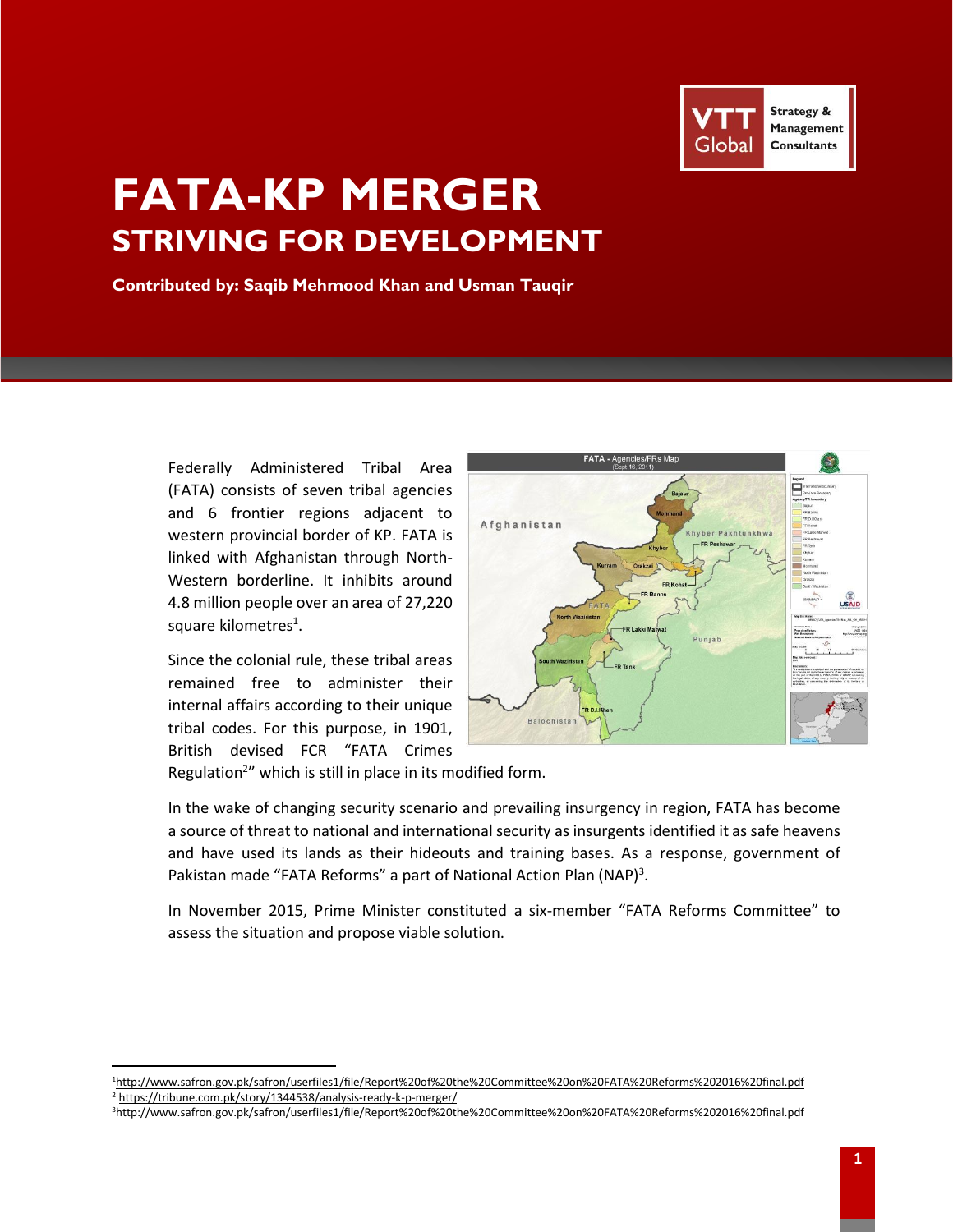# FATA-KP MERGER

## STRIVING FOR DEVELOPMENT

**Contributed by: Saqib Mehmood Khan and Usman Tauqir**

Federally Administered Tribal Area (FATA) consists of seven tribal agencies and 6 frontier regions adjacent to western provincial border of KP. FATA is linked with Afghanistan through North-Western borderline. It inhibits around 4.8 million people over an area of 27,220 square kilometres[1].

Since the colonial rule, these tribal areas remained free to administer their internal affairs according to their unique tribal codes. For this purpose, in 1901, British devised FCR "FATA Crimes Regulation[2]" which is still in place in its modified form.

In the wake of changing security scenario and prevailing insurgency in region, FATA has become a source of threat to national and international security as insurgents identified it as safe heavens and have used its lands as their hideouts and training bases. As a response, government of Pakistan made "FATA Reforms" a part of National Action Plan (NAP)[3].

In November 2015, Prime Minister constituted a six-member "FATA Reforms Committee" to assess the situation and propose viable solution.

---

[1] http://www.safron.gov.pk/safron/userfiles1/file/Report%20of%20the%20Committee%20on%20FATA%20Reforms%202016%20final.pdf

[2] https://tribune.com.pk/story/1344538/analysis-ready-k-p-merger/

[3] http://www.safron.gov.pk/safron/userfiles1/file/Report%20of%20the%20Committee%20on%20FATA%20Reforms%202016%20final.pdf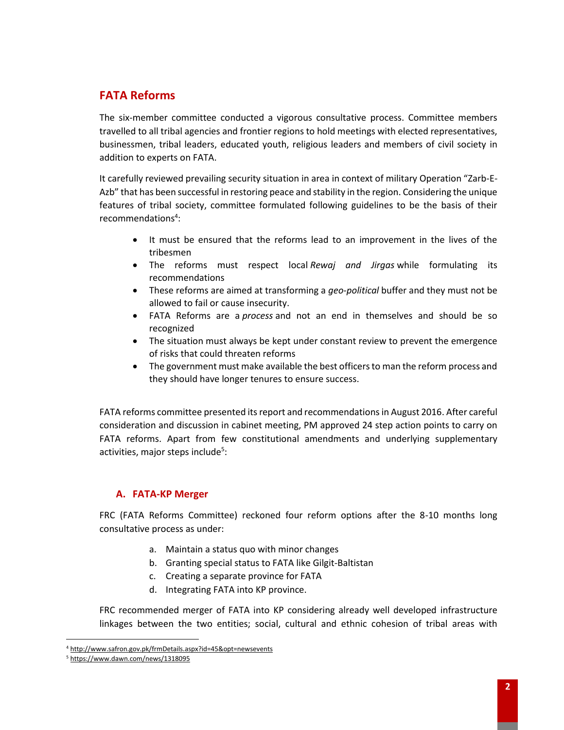## FATA Reforms

The six-member committee conducted a vigorous consultative process. Committee members travelled to all tribal agencies and frontier regions to hold meetings with elected representatives, businessmen, tribal leaders, educated youth, religious leaders and members of civil society in addition to experts on FATA.

It carefully reviewed prevailing security situation in area in context of military Operation "Zarb-E-Azb" that has been successful in restoring peace and stability in the region. Considering the unique features of tribal society, committee formulated following guidelines to be the basis of their recommendations[4]:

- It must be ensured that the reforms lead to an improvement in the lives of the tribesmen
- The reforms must respect local *Rewaj and Jirgas* while formulating its recommendations
- These reforms are aimed at transforming a *geo-political* buffer and they must not be allowed to fail or cause insecurity.
- FATA Reforms are a *process* and not an end in themselves and should be so recognized
- The situation must always be kept under constant review to prevent the emergence of risks that could threaten reforms
- The government must make available the best officers to man the reform process and they should have longer tenures to ensure success.

FATA reforms committee presented its report and recommendations in August 2016. After careful consideration and discussion in cabinet meeting, PM approved 24 step action points to carry on FATA reforms. Apart from few constitutional amendments and underlying supplementary activities, major steps include[5]:

### A. FATA-KP Merger

FRC (FATA Reforms Committee) reckoned four reform options after the 8-10 months long consultative process as under:

a. Maintain a status quo with minor changes
b. Granting special status to FATA like Gilgit-Baltistan
c. Creating a separate province for FATA
d. Integrating FATA into KP province.

FRC recommended merger of FATA into KP considering already well developed infrastructure linkages between the two entities; social, cultural and ethnic cohesion of tribal areas with

---

[4] http://www.safron.gov.pk/frmDetails.aspx?id=45&opt=newsevents

[5] https://www.dawn.com/news/1318095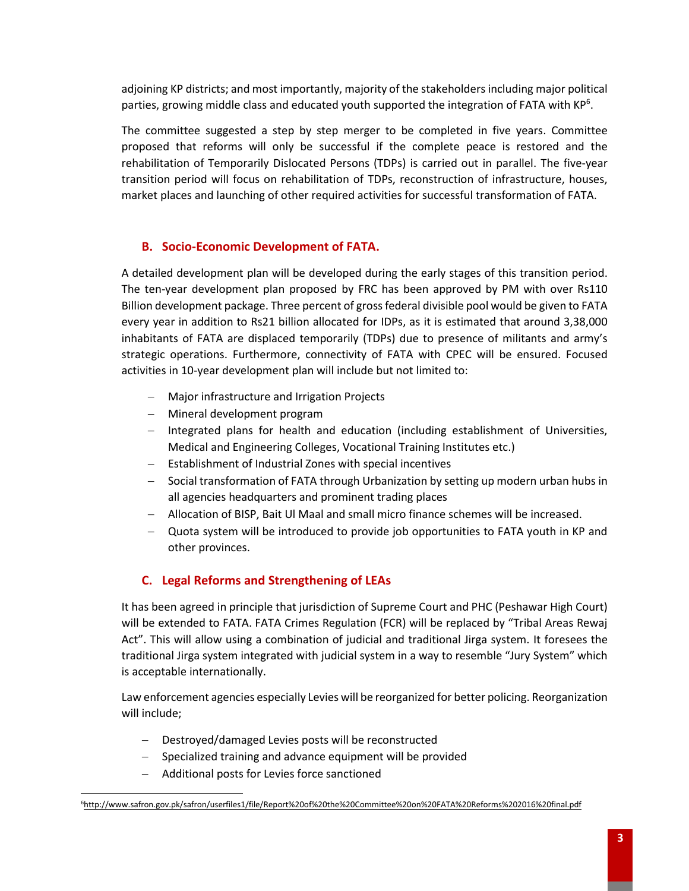adjoining KP districts; and most importantly, majority of the stakeholders including major political parties, growing middle class and educated youth supported the integration of FATA with KP[6].

The committee suggested a step by step merger to be completed in five years. Committee proposed that reforms will only be successful if the complete peace is restored and the rehabilitation of Temporarily Dislocated Persons (TDPs) is carried out in parallel. The five-year transition period will focus on rehabilitation of TDPs, reconstruction of infrastructure, houses, market places and launching of other required activities for successful transformation of FATA.

### B. Socio-Economic Development of FATA.

A detailed development plan will be developed during the early stages of this transition period. The ten-year development plan proposed by FRC has been approved by PM with over Rs110 Billion development package. Three percent of gross federal divisible pool would be given to FATA every year in addition to Rs21 billion allocated for IDPs, as it is estimated that around 3,38,000 inhabitants of FATA are displaced temporarily (TDPs) due to presence of militants and army's strategic operations. Furthermore, connectivity of FATA with CPEC will be ensured. Focused activities in 10-year development plan will include but not limited to:

- Major infrastructure and Irrigation Projects
- Mineral development program
- Integrated plans for health and education (including establishment of Universities, Medical and Engineering Colleges, Vocational Training Institutes etc.)
- Establishment of Industrial Zones with special incentives
- Social transformation of FATA through Urbanization by setting up modern urban hubs in all agencies headquarters and prominent trading places
- Allocation of BISP, Bait Ul Maal and small micro finance schemes will be increased.
- Quota system will be introduced to provide job opportunities to FATA youth in KP and other provinces.

### C. Legal Reforms and Strengthening of LEAs

It has been agreed in principle that jurisdiction of Supreme Court and PHC (Peshawar High Court) will be extended to FATA. FATA Crimes Regulation (FCR) will be replaced by "Tribal Areas Rewaj Act". This will allow using a combination of judicial and traditional Jirga system. It foresees the traditional Jirga system integrated with judicial system in a way to resemble "Jury System" which is acceptable internationally.

Law enforcement agencies especially Levies will be reorganized for better policing. Reorganization will include;

- Destroyed/damaged Levies posts will be reconstructed
- Specialized training and advance equipment will be provided
- Additional posts for Levies force sanctioned

[6] http://www.safron.gov.pk/safron/userfiles1/file/Report%20of%20the%20Committee%20on%20FATA%20Reforms%202016%20final.pdf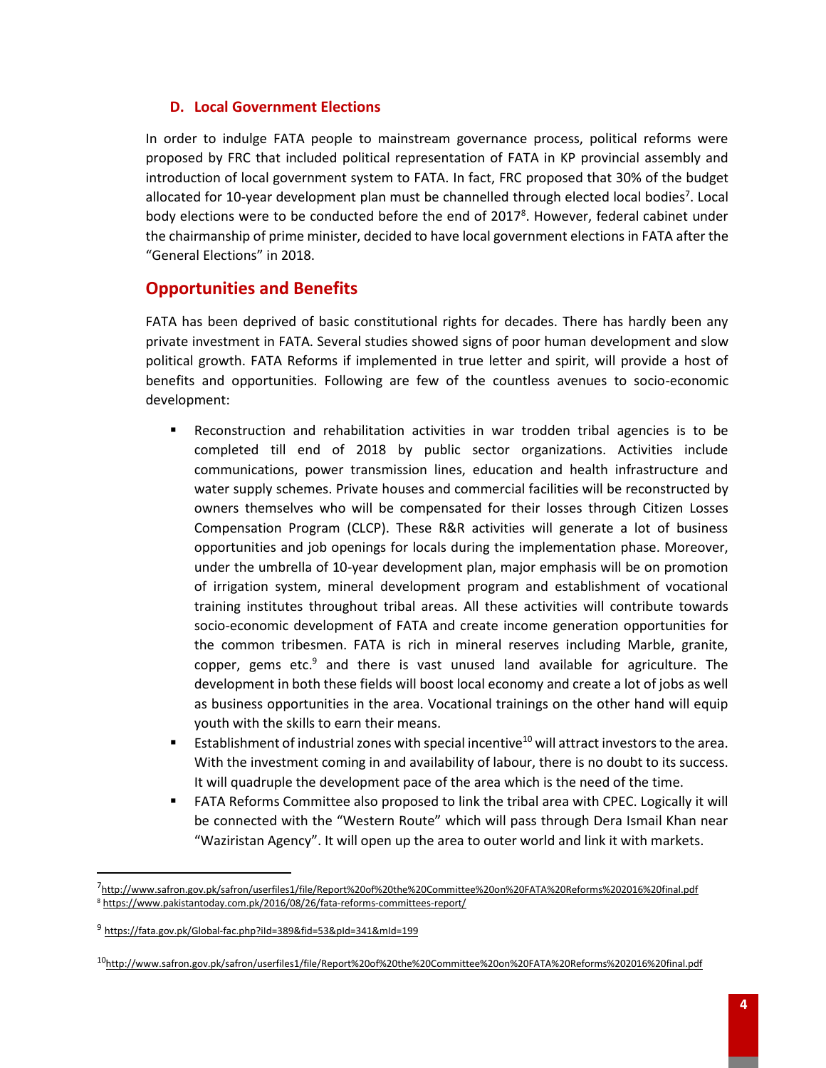### D. Local Government Elections

In order to indulge FATA people to mainstream governance process, political reforms were proposed by FRC that included political representation of FATA in KP provincial assembly and introduction of local government system to FATA. In fact, FRC proposed that 30% of the budget allocated for 10-year development plan must be channelled through elected local bodies[7]. Local body elections were to be conducted before the end of 2017[8]. However, federal cabinet under the chairmanship of prime minister, decided to have local government elections in FATA after the "General Elections" in 2018.

## Opportunities and Benefits

FATA has been deprived of basic constitutional rights for decades. There has hardly been any private investment in FATA. Several studies showed signs of poor human development and slow political growth. FATA Reforms if implemented in true letter and spirit, will provide a host of benefits and opportunities. Following are few of the countless avenues to socio-economic development:

- Reconstruction and rehabilitation activities in war trodden tribal agencies is to be completed till end of 2018 by public sector organizations. Activities include communications, power transmission lines, education and health infrastructure and water supply schemes. Private houses and commercial facilities will be reconstructed by owners themselves who will be compensated for their losses through Citizen Losses Compensation Program (CLCP). These R&R activities will generate a lot of business opportunities and job openings for locals during the implementation phase. Moreover, under the umbrella of 10-year development plan, major emphasis will be on promotion of irrigation system, mineral development program and establishment of vocational training institutes throughout tribal areas. All these activities will contribute towards socio-economic development of FATA and create income generation opportunities for the common tribesmen. FATA is rich in mineral reserves including Marble, granite, copper, gems etc.[9] and there is vast unused land available for agriculture. The development in both these fields will boost local economy and create a lot of jobs as well as business opportunities in the area. Vocational trainings on the other hand will equip youth with the skills to earn their means.
- Establishment of industrial zones with special incentive[10] will attract investors to the area. With the investment coming in and availability of labour, there is no doubt to its success. It will quadruple the development pace of the area which is the need of the time.
- FATA Reforms Committee also proposed to link the tribal area with CPEC. Logically it will be connected with the "Western Route" which will pass through Dera Ismail Khan near "Waziristan Agency". It will open up the area to outer world and link it with markets.

---

[7] http://www.safron.gov.pk/safron/userfiles1/file/Report%20of%20the%20Committee%20on%20FATA%20Reforms%202016%20final.pdf

[8] https://www.pakistantoday.com.pk/2016/08/26/fata-reforms-committees-report/

[9] https://fata.gov.pk/Global-fac.php?iId=389&fid=53&pId=341&mId=199

[10] http://www.safron.gov.pk/safron/userfiles1/file/Report%20of%20the%20Committee%20on%20FATA%20Reforms%202016%20final.pdf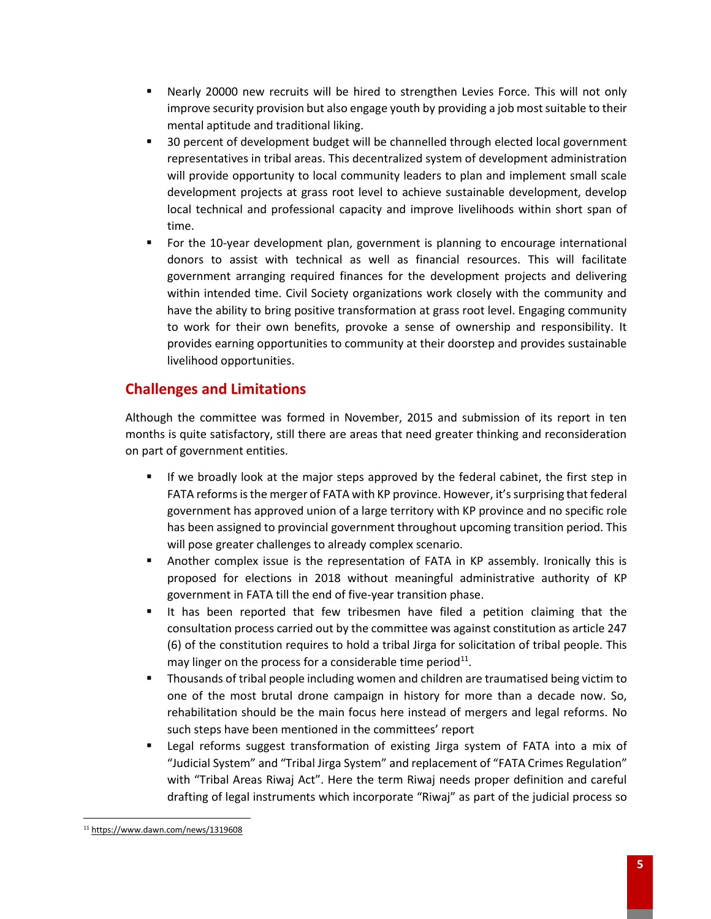- Nearly 20000 new recruits will be hired to strengthen Levies Force. This will not only improve security provision but also engage youth by providing a job most suitable to their mental aptitude and traditional liking.
- 30 percent of development budget will be channelled through elected local government representatives in tribal areas. This decentralized system of development administration will provide opportunity to local community leaders to plan and implement small scale development projects at grass root level to achieve sustainable development, develop local technical and professional capacity and improve livelihoods within short span of time.
- For the 10-year development plan, government is planning to encourage international donors to assist with technical as well as financial resources. This will facilitate government arranging required finances for the development projects and delivering within intended time. Civil Society organizations work closely with the community and have the ability to bring positive transformation at grass root level. Engaging community to work for their own benefits, provoke a sense of ownership and responsibility. It provides earning opportunities to community at their doorstep and provides sustainable livelihood opportunities.

## Challenges and Limitations

Although the committee was formed in November, 2015 and submission of its report in ten months is quite satisfactory, still there are areas that need greater thinking and reconsideration on part of government entities.

- If we broadly look at the major steps approved by the federal cabinet, the first step in FATA reforms is the merger of FATA with KP province. However, it's surprising that federal government has approved union of a large territory with KP province and no specific role has been assigned to provincial government throughout upcoming transition period. This will pose greater challenges to already complex scenario.
- Another complex issue is the representation of FATA in KP assembly. Ironically this is proposed for elections in 2018 without meaningful administrative authority of KP government in FATA till the end of five-year transition phase.
- It has been reported that few tribesmen have filed a petition claiming that the consultation process carried out by the committee was against constitution as article 247 (6) of the constitution requires to hold a tribal Jirga for solicitation of tribal people. This may linger on the process for a considerable time period[11].
- Thousands of tribal people including women and children are traumatised being victim to one of the most brutal drone campaign in history for more than a decade now. So, rehabilitation should be the main focus here instead of mergers and legal reforms. No such steps have been mentioned in the committees' report
- Legal reforms suggest transformation of existing Jirga system of FATA into a mix of "Judicial System" and "Tribal Jirga System" and replacement of "FATA Crimes Regulation" with "Tribal Areas Riwaj Act". Here the term Riwaj needs proper definition and careful drafting of legal instruments which incorporate "Riwaj" as part of the judicial process so

[11] https://www.dawn.com/news/1319608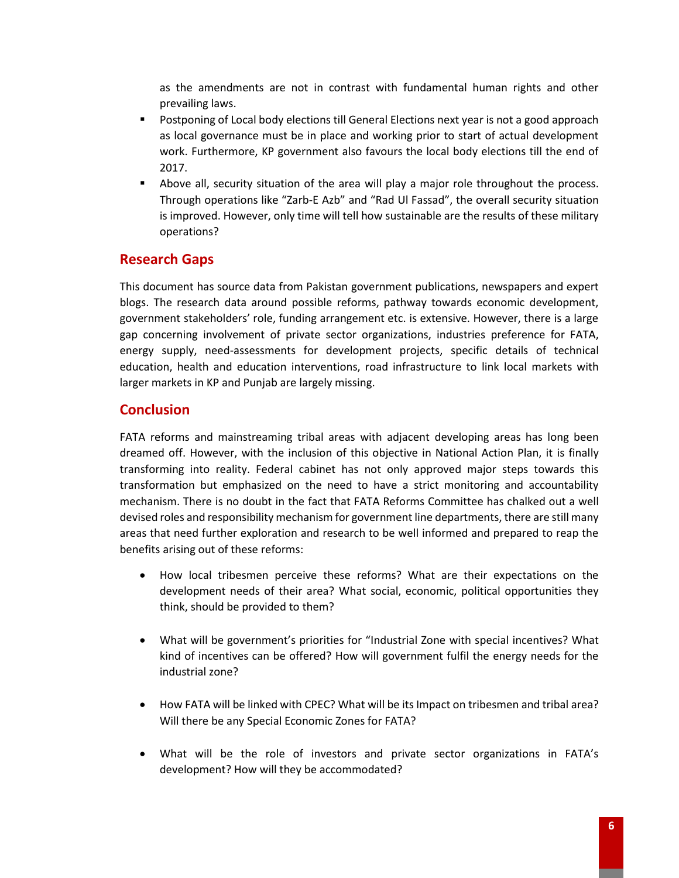as the amendments are not in contrast with fundamental human rights and other prevailing laws.

- Postponing of Local body elections till General Elections next year is not a good approach as local governance must be in place and working prior to start of actual development work. Furthermore, KP government also favours the local body elections till the end of 2017.
- Above all, security situation of the area will play a major role throughout the process. Through operations like "Zarb-E Azb" and "Rad Ul Fassad", the overall security situation is improved. However, only time will tell how sustainable are the results of these military operations?

## Research Gaps

This document has source data from Pakistan government publications, newspapers and expert blogs. The research data around possible reforms, pathway towards economic development, government stakeholders' role, funding arrangement etc. is extensive. However, there is a large gap concerning involvement of private sector organizations, industries preference for FATA, energy supply, need-assessments for development projects, specific details of technical education, health and education interventions, road infrastructure to link local markets with larger markets in KP and Punjab are largely missing.

## Conclusion

FATA reforms and mainstreaming tribal areas with adjacent developing areas has long been dreamed off. However, with the inclusion of this objective in National Action Plan, it is finally transforming into reality. Federal cabinet has not only approved major steps towards this transformation but emphasized on the need to have a strict monitoring and accountability mechanism. There is no doubt in the fact that FATA Reforms Committee has chalked out a well devised roles and responsibility mechanism for government line departments, there are still many areas that need further exploration and research to be well informed and prepared to reap the benefits arising out of these reforms:

- How local tribesmen perceive these reforms? What are their expectations on the development needs of their area? What social, economic, political opportunities they think, should be provided to them?

- What will be government's priorities for "Industrial Zone with special incentives? What kind of incentives can be offered? How will government fulfil the energy needs for the industrial zone?

- How FATA will be linked with CPEC? What will be its Impact on tribesmen and tribal area? Will there be any Special Economic Zones for FATA?

- What will be the role of investors and private sector organizations in FATA's development? How will they be accommodated?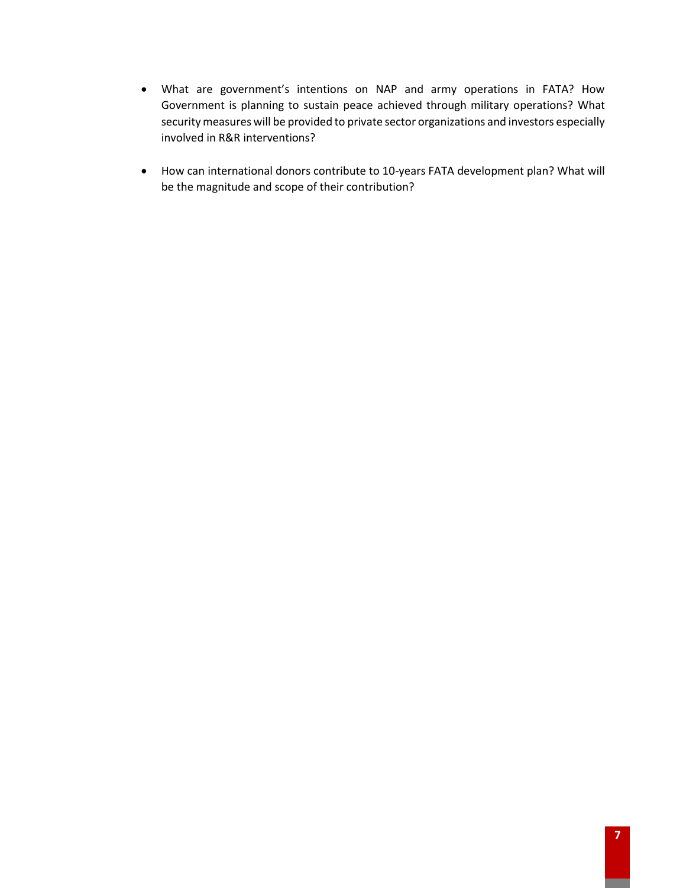- What are government's intentions on NAP and army operations in FATA? How Government is planning to sustain peace achieved through military operations? What security measures will be provided to private sector organizations and investors especially involved in R&R interventions?

- How can international donors contribute to 10-years FATA development plan? What will be the magnitude and scope of their contribution?